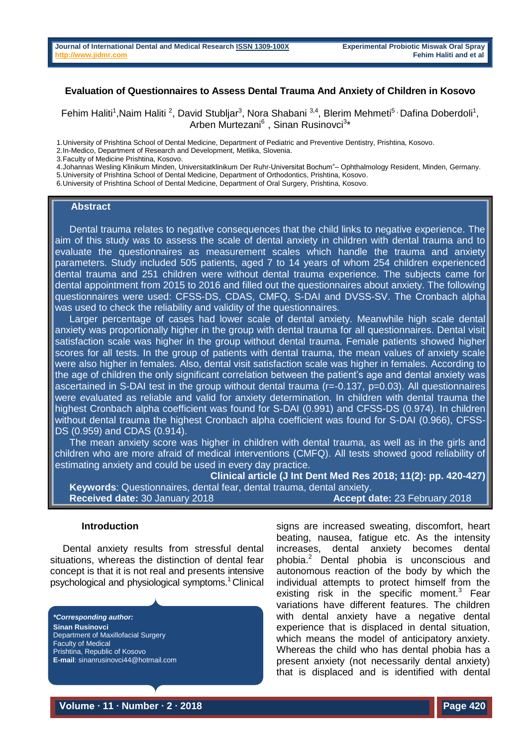# Evaluation of Questionnaires to Assess Dental Trauma And Anxiety of Children in Kosovo

Fehim Haliti[1], Naim Haliti [2], David Stubljar[3], Nora Shabani [3,4], Blerim Mehmeti[5], Dafina Doberdoli[1], Arben Murtezani[6], Sinan Rusinovci[3]*

1. University of Prishtina School of Dental Medicine, Department of Pediatric and Preventive Dentistry, Prishtina, Kosovo.
2. In-Medico, Department of Research and Development, Metlika, Slovenia.
3. Faculty of Medicine Prishtina, Kosovo.
4. Johannas Wesling Klinikum Minden, Universitatklinikum Der Ruhr-Universitat Bochum"– Ophthalmology Resident, Minden, Germany.
5. University of Prishtina School of Dental Medicine, Department of Orthodontics, Prishtina, Kosovo.
6. University of Prishtina School of Dental Medicine, Department of Oral Surgery, Prishtina, Kosovo.

## Abstract

Dental trauma relates to negative consequences that the child links to negative experience. The aim of this study was to assess the scale of dental anxiety in children with dental trauma and to evaluate the questionnaires as measurement scales which handle the trauma and anxiety parameters. Study included 505 patients, aged 7 to 14 years of whom 254 children experienced dental trauma and 251 children were without dental trauma experience. The subjects came for dental appointment from 2015 to 2016 and filled out the questionnaires about anxiety. The following questionnaires were used: CFSS-DS, CDAS, CMFQ, S-DAI and DVSS-SV. The Cronbach alpha was used to check the reliability and validity of the questionnaires.

Larger percentage of cases had lower scale of dental anxiety. Meanwhile high scale dental anxiety was proportionally higher in the group with dental trauma for all questionnaires. Dental visit satisfaction scale was higher in the group without dental trauma. Female patients showed higher scores for all tests. In the group of patients with dental trauma, the mean values of anxiety scale were also higher in females. Also, dental visit satisfaction scale was higher in females. According to the age of children the only significant correlation between the patient's age and dental anxiety was ascertained in S-DAI test in the group without dental trauma ($r=-0.137$, $p=0.03$). All questionnaires were evaluated as reliable and valid for anxiety determination. In children with dental trauma the highest Cronbach alpha coefficient was found for S-DAI (0.991) and CFSS-DS (0.974). In children without dental trauma the highest Cronbach alpha coefficient was found for S-DAI (0.966), CFSS-DS (0.959) and CDAS (0.914).

The mean anxiety score was higher in children with dental trauma, as well as in the girls and children who are more afraid of medical interventions (CMFQ). All tests showed good reliability of estimating anxiety and could be used in every day practice.

**Clinical article (J Int Dent Med Res 2018; 11(2): pp. 420-427)**

**Keywords**: Questionnaires, dental fear, dental trauma, dental anxiety.

**Received date:** 30 January 2018 **Accept date:** 23 February 2018

## Introduction

Dental anxiety results from stressful dental situations, whereas the distinction of dental fear concept is that it is not real and presents intensive psychological and physiological symptoms.[1] Clinical signs are increased sweating, discomfort, heart beating, nausea, fatigue etc. As the intensity increases, dental anxiety becomes dental phobia.[2] Dental phobia is unconscious and autonomous reaction of the body by which the individual attempts to protect himself from the existing risk in the specific moment.[3] Fear variations have different features. The children with dental anxiety have a negative dental experience that is displaced in dental situation, which means the model of anticipatory anxiety. Whereas the child who has dental phobia has a present anxiety (not necessarily dental anxiety) that is displaced and is identified with dental

***Corresponding author:***
**Sinan Rusinovci**
Department of Maxillofacial Surgery
Faculty of Medical
Prishtina, Republic of Kosovo
**E-mail**: sinanrusinovci44@hotmail.com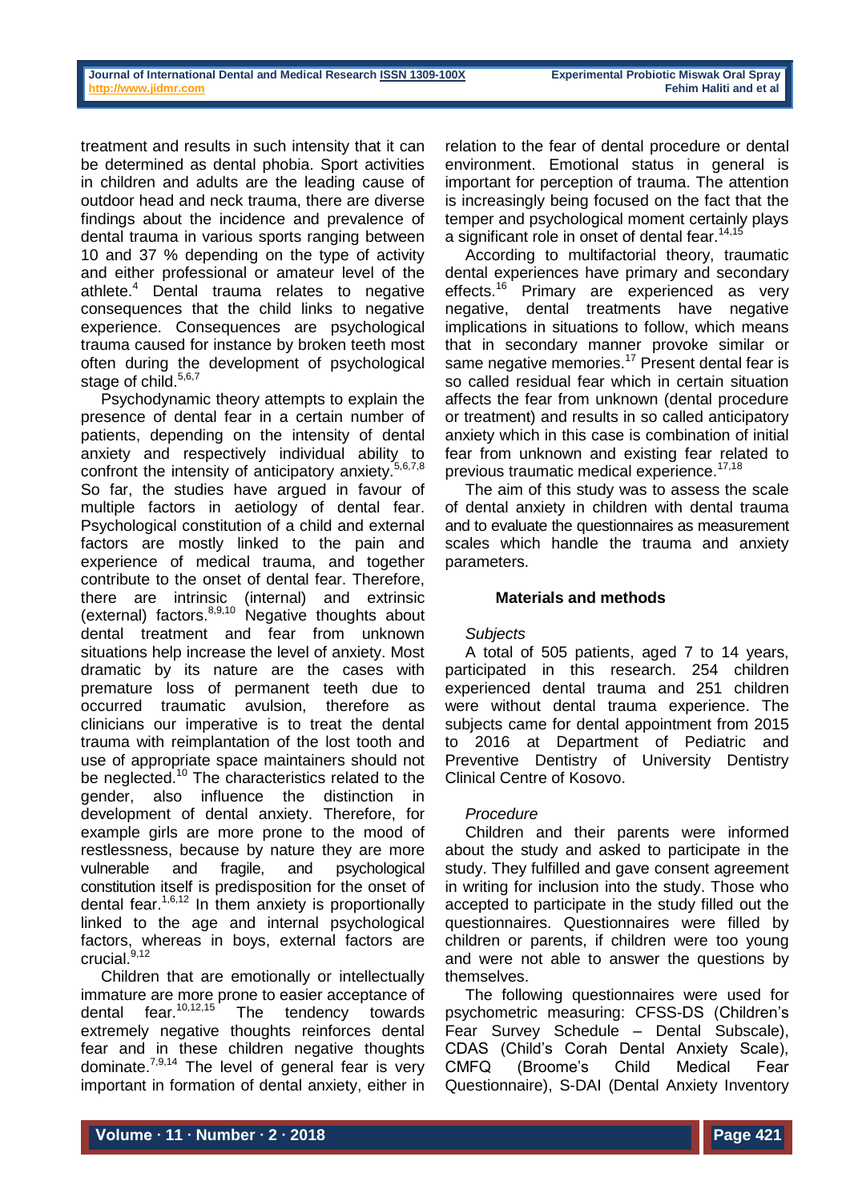treatment and results in such intensity that it can be determined as dental phobia. Sport activities in children and adults are the leading cause of outdoor head and neck trauma, there are diverse findings about the incidence and prevalence of dental trauma in various sports ranging between 10 and 37 % depending on the type of activity and either professional or amateur level of the athlete.[4] Dental trauma relates to negative consequences that the child links to negative experience. Consequences are psychological trauma caused for instance by broken teeth most often during the development of psychological stage of child.[5,6,7]

Psychodynamic theory attempts to explain the presence of dental fear in a certain number of patients, depending on the intensity of dental anxiety and respectively individual ability to confront the intensity of anticipatory anxiety.[5,6,7,8] So far, the studies have argued in favour of multiple factors in aetiology of dental fear. Psychological constitution of a child and external factors are mostly linked to the pain and experience of medical trauma, and together contribute to the onset of dental fear. Therefore, there are intrinsic (internal) and extrinsic (external) factors.[8,9,10] Negative thoughts about dental treatment and fear from unknown situations help increase the level of anxiety. Most dramatic by its nature are the cases with premature loss of permanent teeth due to occurred traumatic avulsion, therefore as clinicians our imperative is to treat the dental trauma with reimplantation of the lost tooth and use of appropriate space maintainers should not be neglected.[10] The characteristics related to the gender, also influence the distinction in development of dental anxiety. Therefore, for example girls are more prone to the mood of restlessness, because by nature they are more vulnerable and fragile, and psychological constitution itself is predisposition for the onset of dental fear.[1,6,12] In them anxiety is proportionally linked to the age and internal psychological factors, whereas in boys, external factors are crucial.[9,12]

Children that are emotionally or intellectually immature are more prone to easier acceptance of dental fear.[10,12,15] The tendency towards extremely negative thoughts reinforces dental fear and in these children negative thoughts dominate.[7,9,14] The level of general fear is very important in formation of dental anxiety, either in relation to the fear of dental procedure or dental environment. Emotional status in general is important for perception of trauma. The attention is increasingly being focused on the fact that the temper and psychological moment certainly plays a significant role in onset of dental fear.[14,15]

According to multifactorial theory, traumatic dental experiences have primary and secondary effects.[16] Primary are experienced as very negative, dental treatments have negative implications in situations to follow, which means that in secondary manner provoke similar or same negative memories.[17] Present dental fear is so called residual fear which in certain situation affects the fear from unknown (dental procedure or treatment) and results in so called anticipatory anxiety which in this case is combination of initial fear from unknown and existing fear related to previous traumatic medical experience.[17,18]

The aim of this study was to assess the scale of dental anxiety in children with dental trauma and to evaluate the questionnaires as measurement scales which handle the trauma and anxiety parameters.

## Materials and methods

### *Subjects*

A total of 505 patients, aged 7 to 14 years, participated in this research. 254 children experienced dental trauma and 251 children were without dental trauma experience. The subjects came for dental appointment from 2015 to 2016 at Department of Pediatric and Preventive Dentistry of University Dentistry Clinical Centre of Kosovo.

### *Procedure*

Children and their parents were informed about the study and asked to participate in the study. They fulfilled and gave consent agreement in writing for inclusion into the study. Those who accepted to participate in the study filled out the questionnaires. Questionnaires were filled by children or parents, if children were too young and were not able to answer the questions by themselves.

The following questionnaires were used for psychometric measuring: CFSS-DS (Children's Fear Survey Schedule – Dental Subscale), CDAS (Child's Corah Dental Anxiety Scale), CMFQ (Broome's Child Medical Fear Questionnaire), S-DAI (Dental Anxiety Inventory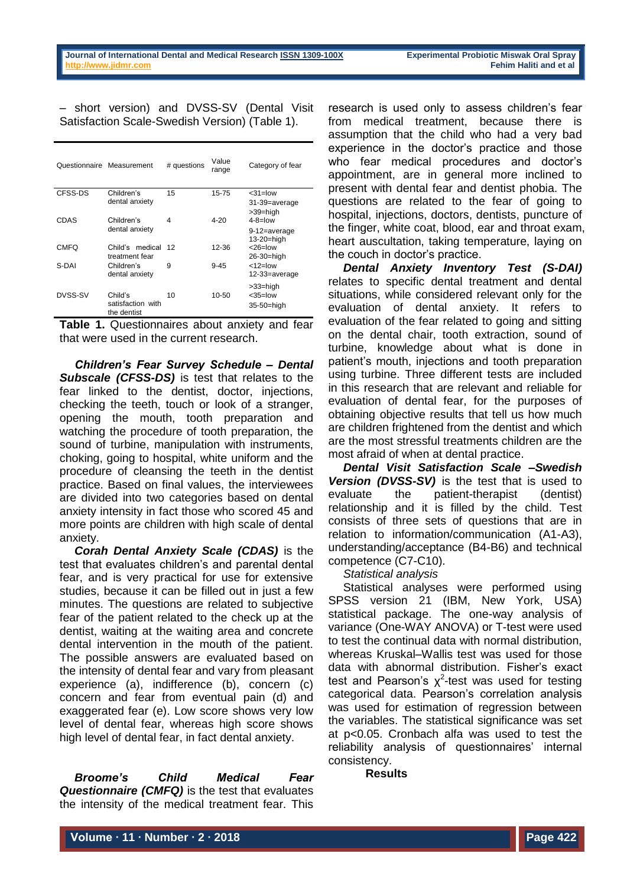– short version) and DVSS-SV (Dental Visit Satisfaction Scale-Swedish Version) (Table 1).

| Questionnaire | Measurement | # questions | Value range | Category of fear |
|---|---|---|---|---|
| CFSS-DS | Children's dental anxiety | 15 | 15-75 | <31=low<br>31-39=average<br>>39=high |
| CDAS | Children's dental anxiety | 4 | 4-20 | 4-8=low<br>9-12=average<br>13-20=high |
| CMFQ | Child's medical treatment fear | 12 | 12-36 | <26=low<br>26-30=high |
| S-DAI | Children's dental anxiety | 9 | 9-45 | <12=low<br>12-33=average<br>>33=high |
| DVSS-SV | Child's satisfaction with the dentist | 10 | 10-50 | <35=low<br>35-50=high |

**Table 1.** Questionnaires about anxiety and fear that were used in the current research.

***Children's Fear Survey Schedule – Dental Subscale (CFSS-DS)*** is test that relates to the fear linked to the dentist, doctor, injections, checking the teeth, touch or look of a stranger, opening the mouth, tooth preparation and watching the procedure of tooth preparation, the sound of turbine, manipulation with instruments, choking, going to hospital, white uniform and the procedure of cleansing the teeth in the dentist practice. Based on final values, the interviewees are divided into two categories based on dental anxiety intensity in fact those who scored 45 and more points are children with high scale of dental anxiety.

***Corah Dental Anxiety Scale (CDAS)*** is the test that evaluates children's and parental dental fear, and is very practical for use for extensive studies, because it can be filled out in just a few minutes. The questions are related to subjective fear of the patient related to the check up at the dentist, waiting at the waiting area and concrete dental intervention in the mouth of the patient. The possible answers are evaluated based on the intensity of dental fear and vary from pleasant experience (a), indifference (b), concern (c) concern and fear from eventual pain (d) and exaggerated fear (e). Low score shows very low level of dental fear, whereas high score shows high level of dental fear, in fact dental anxiety.

***Broome's Child Medical Fear Questionnaire (CMFQ)*** is the test that evaluates the intensity of the medical treatment fear. This research is used only to assess children's fear from medical treatment, because there is assumption that the child who had a very bad experience in the doctor's practice and those who fear medical procedures and doctor's appointment, are in general more inclined to present with dental fear and dentist phobia. The questions are related to the fear of going to hospital, injections, doctors, dentists, puncture of the finger, white coat, blood, ear and throat exam, heart auscultation, taking temperature, laying on the couch in doctor's practice.

***Dental Anxiety Inventory Test (S-DAI)*** relates to specific dental treatment and dental situations, while considered relevant only for the evaluation of dental anxiety. It refers to evaluation of the fear related to going and sitting on the dental chair, tooth extraction, sound of turbine, knowledge about what is done in patient's mouth, injections and tooth preparation using turbine. Three different tests are included in this research that are relevant and reliable for evaluation of dental fear, for the purposes of obtaining objective results that tell us how much are children frightened from the dentist and which are the most stressful treatments children are the most afraid of when at dental practice.

***Dental Visit Satisfaction Scale –Swedish Version (DVSS-SV)*** is the test that is used to evaluate the patient-therapist (dentist) relationship and it is filled by the child. Test consists of three sets of questions that are in relation to information/communication (A1-A3), understanding/acceptance (B4-B6) and technical competence (C7-C10).

*Statistical analysis*

Statistical analyses were performed using SPSS version 21 (IBM, New York, USA) statistical package. The one-way analysis of variance (One-WAY ANOVA) or T-test were used to test the continual data with normal distribution, whereas Kruskal–Wallis test was used for those data with abnormal distribution. Fisher's exact test and Pearson's $\chi^2$-test was used for testing categorical data. Pearson's correlation analysis was used for estimation of regression between the variables. The statistical significance was set at $p<0.05$. Cronbach alfa was used to test the reliability analysis of questionnaires' internal consistency.

## Results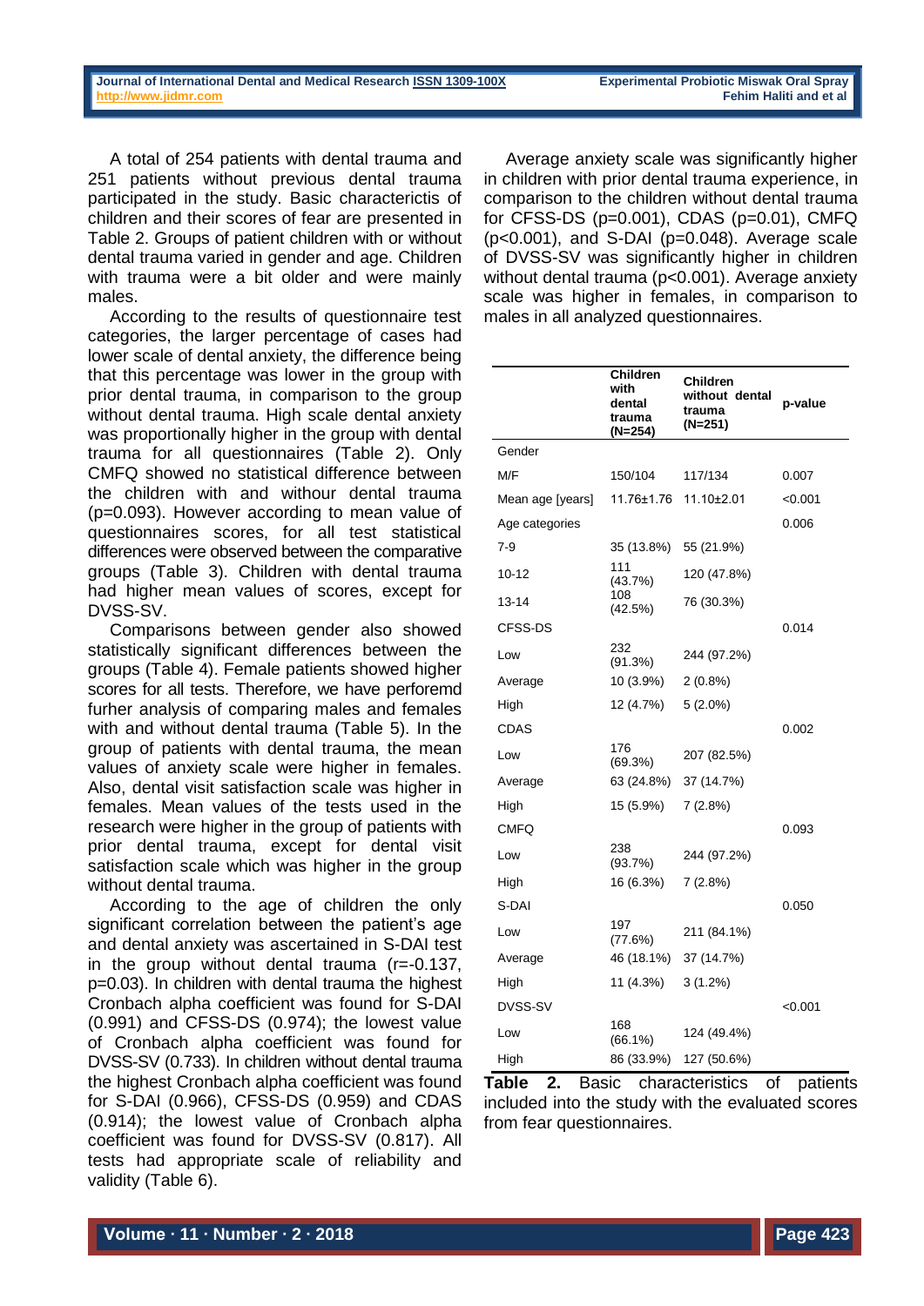A total of 254 patients with dental trauma and 251 patients without previous dental trauma participated in the study. Basic characterictis of children and their scores of fear are presented in Table 2. Groups of patient children with or without dental trauma varied in gender and age. Children with trauma were a bit older and were mainly males.

According to the results of questionnaire test categories, the larger percentage of cases had lower scale of dental anxiety, the difference being that this percentage was lower in the group with prior dental trauma, in comparison to the group without dental trauma. High scale dental anxiety was proportionally higher in the group with dental trauma for all questionnaires (Table 2). Only CMFQ showed no statistical difference between the children with and withour dental trauma (p=0.093). However according to mean value of questionnaires scores, for all test statistical differences were observed between the comparative groups (Table 3). Children with dental trauma had higher mean values of scores, except for DVSS-SV.

Comparisons between gender also showed statistically significant differences between the groups (Table 4). Female patients showed higher scores for all tests. Therefore, we have perforemd furher analysis of comparing males and females with and without dental trauma (Table 5). In the group of patients with dental trauma, the mean values of anxiety scale were higher in females. Also, dental visit satisfaction scale was higher in females. Mean values of the tests used in the research were higher in the group of patients with prior dental trauma, except for dental visit satisfaction scale which was higher in the group without dental trauma.

According to the age of children the only significant correlation between the patient's age and dental anxiety was ascertained in S-DAI test in the group without dental trauma (r=-0.137, p=0.03). In children with dental trauma the highest Cronbach alpha coefficient was found for S-DAI (0.991) and CFSS-DS (0.974); the lowest value of Cronbach alpha coefficient was found for DVSS-SV (0.733). In children without dental trauma the highest Cronbach alpha coefficient was found for S-DAI (0.966), CFSS-DS (0.959) and CDAS (0.914); the lowest value of Cronbach alpha coefficient was found for DVSS-SV (0.817). All tests had appropriate scale of reliability and validity (Table 6).

Average anxiety scale was significantly higher in children with prior dental trauma experience, in comparison to the children without dental trauma for CFSS-DS (p=0.001), CDAS (p=0.01), CMFQ (p<0.001), and S-DAI (p=0.048). Average scale of DVSS-SV was significantly higher in children without dental trauma (p<0.001). Average anxiety scale was higher in females, in comparison to males in all analyzed questionnaires.

| | **Children with dental trauma (N=254)** | **Children without dental trauma (N=251)** | **p-value** |
|---|---|---|---|
| Gender | | | |
| M/F | 150/104 | 117/134 | 0.007 |
| Mean age [years] | 11.76±1.76 | 11.10±2.01 | <0.001 |
| Age categories | | | 0.006 |
| 7-9 | 35 (13.8%) | 55 (21.9%) | |
| 10-12 | 111 (43.7%) | 120 (47.8%) | |
| 13-14 | 108 (42.5%) | 76 (30.3%) | |
| CFSS-DS | | | 0.014 |
| Low | 232 (91.3%) | 244 (97.2%) | |
| Average | 10 (3.9%) | 2 (0.8%) | |
| High | 12 (4.7%) | 5 (2.0%) | |
| CDAS | | | 0.002 |
| Low | 176 (69.3%) | 207 (82.5%) | |
| Average | 63 (24.8%) | 37 (14.7%) | |
| High | 15 (5.9%) | 7 (2.8%) | |
| CMFQ | | | 0.093 |
| Low | 238 (93.7%) | 244 (97.2%) | |
| High | 16 (6.3%) | 7 (2.8%) | |
| S-DAI | | | 0.050 |
| Low | 197 (77.6%) | 211 (84.1%) | |
| Average | 46 (18.1%) | 37 (14.7%) | |
| High | 11 (4.3%) | 3 (1.2%) | |
| DVSS-SV | | | <0.001 |
| Low | 168 (66.1%) | 124 (49.4%) | |
| High | 86 (33.9%) | 127 (50.6%) | |

**Table 2.** Basic characteristics of patients included into the study with the evaluated scores from fear questionnaires.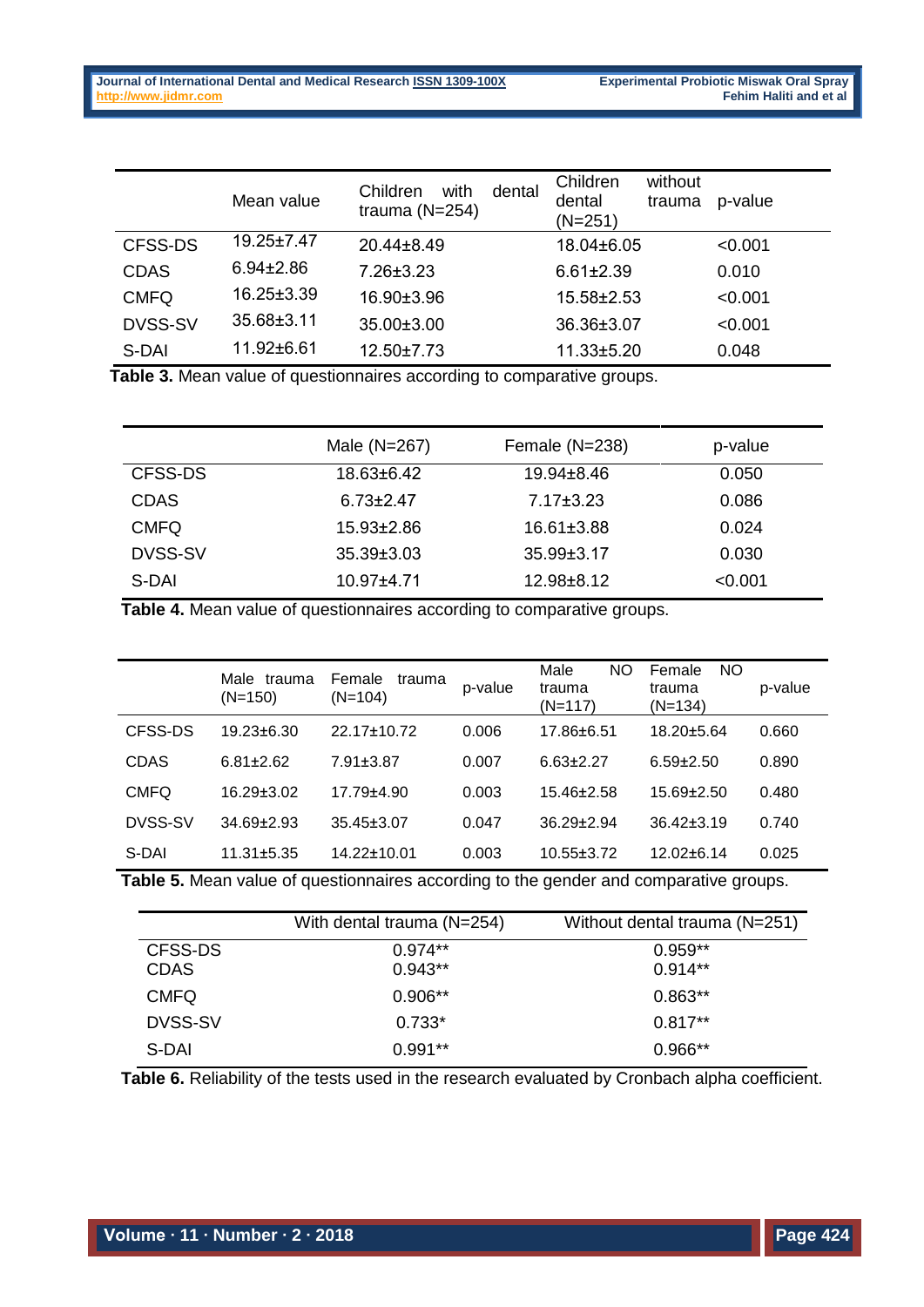| | Mean value | Children with dental trauma (N=254) | Children without dental trauma (N=251) | p-value |
|---|---|---|---|---|
| CFSS-DS | 19.25±7.47 | 20.44±8.49 | 18.04±6.05 | <0.001 |
| CDAS | 6.94±2.86 | 7.26±3.23 | 6.61±2.39 | 0.010 |
| CMFQ | 16.25±3.39 | 16.90±3.96 | 15.58±2.53 | <0.001 |
| DVSS-SV | 35.68±3.11 | 35.00±3.00 | 36.36±3.07 | <0.001 |
| S-DAI | 11.92±6.61 | 12.50±7.73 | 11.33±5.20 | 0.048 |

**Table 3.** Mean value of questionnaires according to comparative groups.

| | Male (N=267) | Female (N=238) | p-value |
|---|---|---|---|
| CFSS-DS | 18.63±6.42 | 19.94±8.46 | 0.050 |
| CDAS | 6.73±2.47 | 7.17±3.23 | 0.086 |
| CMFQ | 15.93±2.86 | 16.61±3.88 | 0.024 |
| DVSS-SV | 35.39±3.03 | 35.99±3.17 | 0.030 |
| S-DAI | 10.97±4.71 | 12.98±8.12 | <0.001 |

**Table 4.** Mean value of questionnaires according to comparative groups.

| | Male trauma (N=150) | Female trauma (N=104) | p-value | Male NO trauma (N=117) | Female NO trauma (N=134) | p-value |
|---|---|---|---|---|---|---|
| CFSS-DS | 19.23±6.30 | 22.17±10.72 | 0.006 | 17.86±6.51 | 18.20±5.64 | 0.660 |
| CDAS | 6.81±2.62 | 7.91±3.87 | 0.007 | 6.63±2.27 | 6.59±2.50 | 0.890 |
| CMFQ | 16.29±3.02 | 17.79±4.90 | 0.003 | 15.46±2.58 | 15.69±2.50 | 0.480 |
| DVSS-SV | 34.69±2.93 | 35.45±3.07 | 0.047 | 36.29±2.94 | 36.42±3.19 | 0.740 |
| S-DAI | 11.31±5.35 | 14.22±10.01 | 0.003 | 10.55±3.72 | 12.02±6.14 | 0.025 |

**Table 5.** Mean value of questionnaires according to the gender and comparative groups.

| | With dental trauma (N=254) | Without dental trauma (N=251) |
|---|---|---|
| CFSS-DS | 0.974** | 0.959** |
| CDAS | 0.943** | 0.914** |
| CMFQ | 0.906** | 0.863** |
| DVSS-SV | 0.733* | 0.817** |
| S-DAI | 0.991** | 0.966** |

**Table 6.** Reliability of the tests used in the research evaluated by Cronbach alpha coefficient.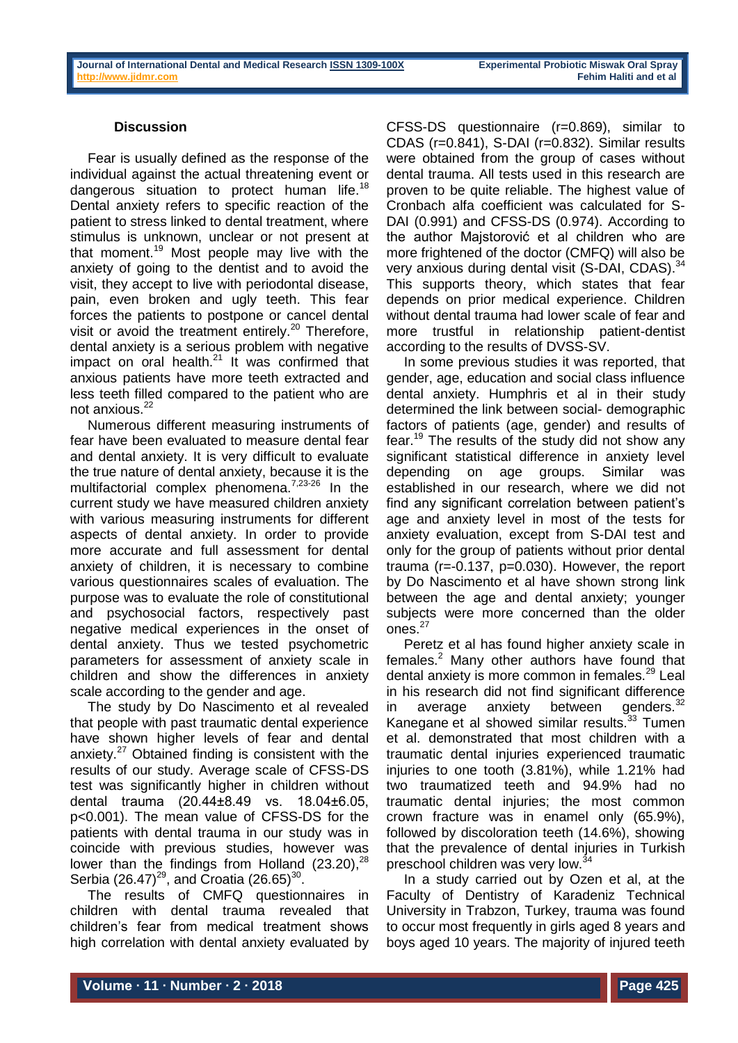### Discussion

Fear is usually defined as the response of the individual against the actual threatening event or dangerous situation to protect human life.[18] Dental anxiety refers to specific reaction of the patient to stress linked to dental treatment, where stimulus is unknown, unclear or not present at that moment.[19] Most people may live with the anxiety of going to the dentist and to avoid the visit, they accept to live with periodontal disease, pain, even broken and ugly teeth. This fear forces the patients to postpone or cancel dental visit or avoid the treatment entirely.[20] Therefore, dental anxiety is a serious problem with negative impact on oral health.[21] It was confirmed that anxious patients have more teeth extracted and less teeth filled compared to the patient who are not anxious.[22]

Numerous different measuring instruments of fear have been evaluated to measure dental fear and dental anxiety. It is very difficult to evaluate the true nature of dental anxiety, because it is the multifactorial complex phenomena.[7,23-26] In the current study we have measured children anxiety with various measuring instruments for different aspects of dental anxiety. In order to provide more accurate and full assessment for dental anxiety of children, it is necessary to combine various questionnaires scales of evaluation. The purpose was to evaluate the role of constitutional and psychosocial factors, respectively past negative medical experiences in the onset of dental anxiety. Thus we tested psychometric parameters for assessment of anxiety scale in children and show the differences in anxiety scale according to the gender and age.

The study by Do Nascimento et al revealed that people with past traumatic dental experience have shown higher levels of fear and dental anxiety.[27] Obtained finding is consistent with the results of our study. Average scale of CFSS-DS test was significantly higher in children without dental trauma (20.44±8.49 vs. 18.04±6.05, p<0.001). The mean value of CFSS-DS for the patients with dental trauma in our study was in coincide with previous studies, however was lower than the findings from Holland (23.20),[28] Serbia (26.47)[29], and Croatia (26.65)[30].

The results of CMFQ questionnaires in children with dental trauma revealed that children's fear from medical treatment shows high correlation with dental anxiety evaluated by CFSS-DS questionnaire (r=0.869), similar to CDAS (r=0.841), S-DAI (r=0.832). Similar results were obtained from the group of cases without dental trauma. All tests used in this research are proven to be quite reliable. The highest value of Cronbach alfa coefficient was calculated for S-DAI (0.991) and CFSS-DS (0.974). According to the author Majstorović et al children who are more frightened of the doctor (CMFQ) will also be very anxious during dental visit (S-DAI, CDAS).[34] This supports theory, which states that fear depends on prior medical experience. Children without dental trauma had lower scale of fear and more trustful in relationship patient-dentist according to the results of DVSS-SV.

In some previous studies it was reported, that gender, age, education and social class influence dental anxiety. Humphris et al in their study determined the link between social- demographic factors of patients (age, gender) and results of fear.[19] The results of the study did not show any significant statistical difference in anxiety level depending on age groups. Similar was established in our research, where we did not find any significant correlation between patient's age and anxiety level in most of the tests for anxiety evaluation, except from S-DAI test and only for the group of patients without prior dental trauma (r=-0.137, p=0.030). However, the report by Do Nascimento et al have shown strong link between the age and dental anxiety; younger subjects were more concerned than the older ones.[27]

Peretz et al has found higher anxiety scale in females.[2] Many other authors have found that dental anxiety is more common in females.[29] Leal in his research did not find significant difference in average anxiety between genders.[32] Kanegane et al showed similar results.[33] Tumen et al. demonstrated that most children with a traumatic dental injuries experienced traumatic injuries to one tooth (3.81%), while 1.21% had two traumatized teeth and 94.9% had no traumatic dental injuries; the most common crown fracture was in enamel only (65.9%), followed by discoloration teeth (14.6%), showing that the prevalence of dental injuries in Turkish preschool children was very low.[34]

In a study carried out by Ozen et al, at the Faculty of Dentistry of Karadeniz Technical University in Trabzon, Turkey, trauma was found to occur most frequently in girls aged 8 years and boys aged 10 years. The majority of injured teeth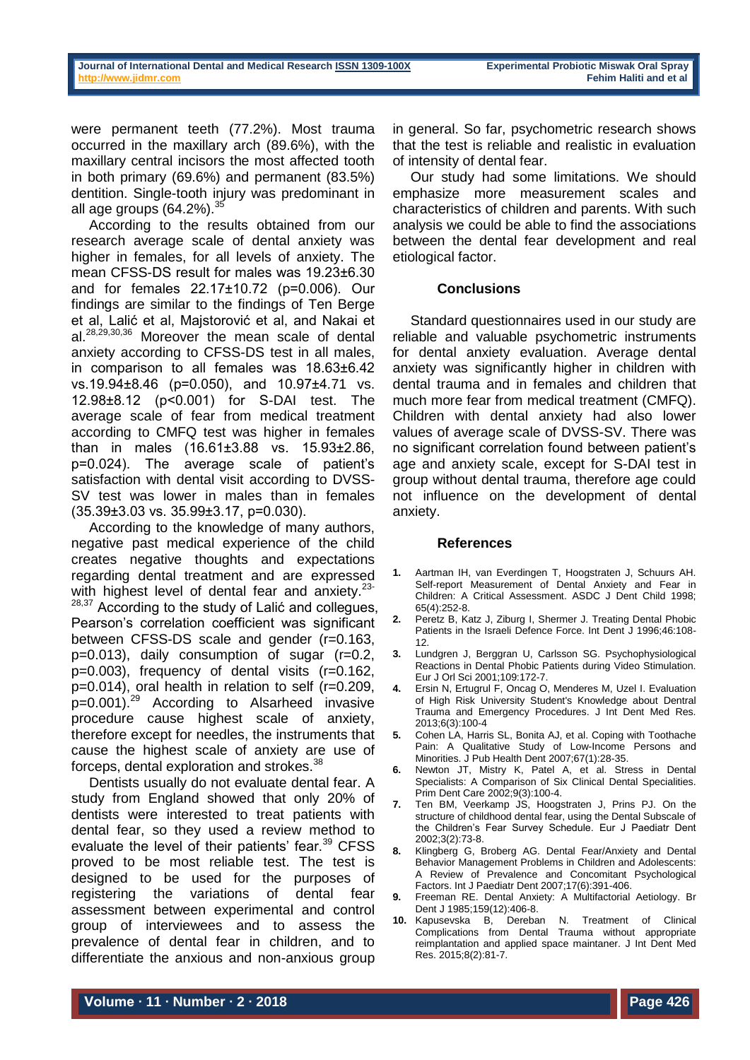were permanent teeth (77.2%). Most trauma occurred in the maxillary arch (89.6%), with the maxillary central incisors the most affected tooth in both primary (69.6%) and permanent (83.5%) dentition. Single-tooth injury was predominant in all age groups (64.2%).[35]

According to the results obtained from our research average scale of dental anxiety was higher in females, for all levels of anxiety. The mean CFSS-DS result for males was 19.23±6.30 and for females 22.17±10.72 (p=0.006). Our findings are similar to the findings of Ten Berge et al, Lalić et al, Majstorović et al, and Nakai et al.[28,29,30,36] Moreover the mean scale of dental anxiety according to CFSS-DS test in all males, in comparison to all females was 18.63±6.42 vs.19.94±8.46 (p=0.050), and 10.97±4.71 vs. 12.98±8.12 (p<0.001) for S-DAI test. The average scale of fear from medical treatment according to CMFQ test was higher in females than in males (16.61±3.88 vs. 15.93±2.86, p=0.024). The average scale of patient's satisfaction with dental visit according to DVSS-SV test was lower in males than in females (35.39±3.03 vs. 35.99±3.17, p=0.030).

According to the knowledge of many authors, negative past medical experience of the child creates negative thoughts and expectations regarding dental treatment and are expressed with highest level of dental fear and anxiety.[23-28,37] According to the study of Lalić and collegues, Pearson's correlation coefficient was significant between CFSS-DS scale and gender (r=0.163, p=0.013), daily consumption of sugar (r=0.2, p=0.003), frequency of dental visits (r=0.162, p=0.014), oral health in relation to self (r=0.209, p=0.001).[29] According to Alsarheed invasive procedure cause highest scale of anxiety, therefore except for needles, the instruments that cause the highest scale of anxiety are use of forceps, dental exploration and strokes.[38]

Dentists usually do not evaluate dental fear. A study from England showed that only 20% of dentists were interested to treat patients with dental fear, so they used a review method to evaluate the level of their patients' fear.[39] CFSS proved to be most reliable test. The test is designed to be used for the purposes of registering the variations of dental fear assessment between experimental and control group of interviewees and to assess the prevalence of dental fear in children, and to differentiate the anxious and non-anxious group in general. So far, psychometric research shows that the test is reliable and realistic in evaluation of intensity of dental fear.

Our study had some limitations. We should emphasize more measurement scales and characteristics of children and parents. With such analysis we could be able to find the associations between the dental fear development and real etiological factor.

## Conclusions

Standard questionnaires used in our study are reliable and valuable psychometric instruments for dental anxiety evaluation. Average dental anxiety was significantly higher in children with dental trauma and in females and children that much more fear from medical treatment (CMFQ). Children with dental anxiety had also lower values of average scale of DVSS-SV. There was no significant correlation found between patient's age and anxiety scale, except for S-DAI test in group without dental trauma, therefore age could not influence on the development of dental anxiety.

## References

1. Aartman IH, van Everdingen T, Hoogstraten J, Schuurs AH. Self-report Measurement of Dental Anxiety and Fear in Children: A Critical Assessment. ASDC J Dent Child 1998; 65(4):252-8.
2. Peretz B, Katz J, Ziburg I, Shermer J. Treating Dental Phobic Patients in the Israeli Defence Force. Int Dent J 1996;46:108-12.
3. Lundgren J, Berggran U, Carlsson SG. Psychophysiological Reactions in Dental Phobic Patients during Video Stimulation. Eur J Orl Sci 2001;109:172-7.
4. Ersin N, Ertugrul F, Oncag O, Menderes M, Uzel I. Evaluation of High Risk University Student's Knowledge about Dentral Trauma and Emergency Procedures. J Int Dent Med Res. 2013;6(3):100-4
5. Cohen LA, Harris SL, Bonita AJ, et al. Coping with Toothache Pain: A Qualitative Study of Low-Income Persons and Minorities. J Pub Health Dent 2007;67(1):28-35.
6. Newton JT, Mistry K, Patel A, et al. Stress in Dental Specialists: A Comparison of Six Clinical Dental Specialities. Prim Dent Care 2002;9(3):100-4.
7. Ten BM, Veerkamp JS, Hoogstraten J, Prins PJ. On the structure of childhood dental fear, using the Dental Subscale of the Children's Fear Survey Schedule. Eur J Paediatr Dent 2002;3(2):73-8.
8. Klingberg G, Broberg AG. Dental Fear/Anxiety and Dental Behavior Management Problems in Children and Adolescents: A Review of Prevalence and Concomitant Psychological Factors. Int J Paediatr Dent 2007;17(6):391-406.
9. Freeman RE. Dental Anxiety: A Multifactorial Aetiology. Br Dent J 1985;159(12):406-8.
10. Kapusevska B, Dereban N. Treatment of Clinical Complications from Dental Trauma without appropriate reimplantation and applied space maintaner. J Int Dent Med Res. 2015;8(2):81-7.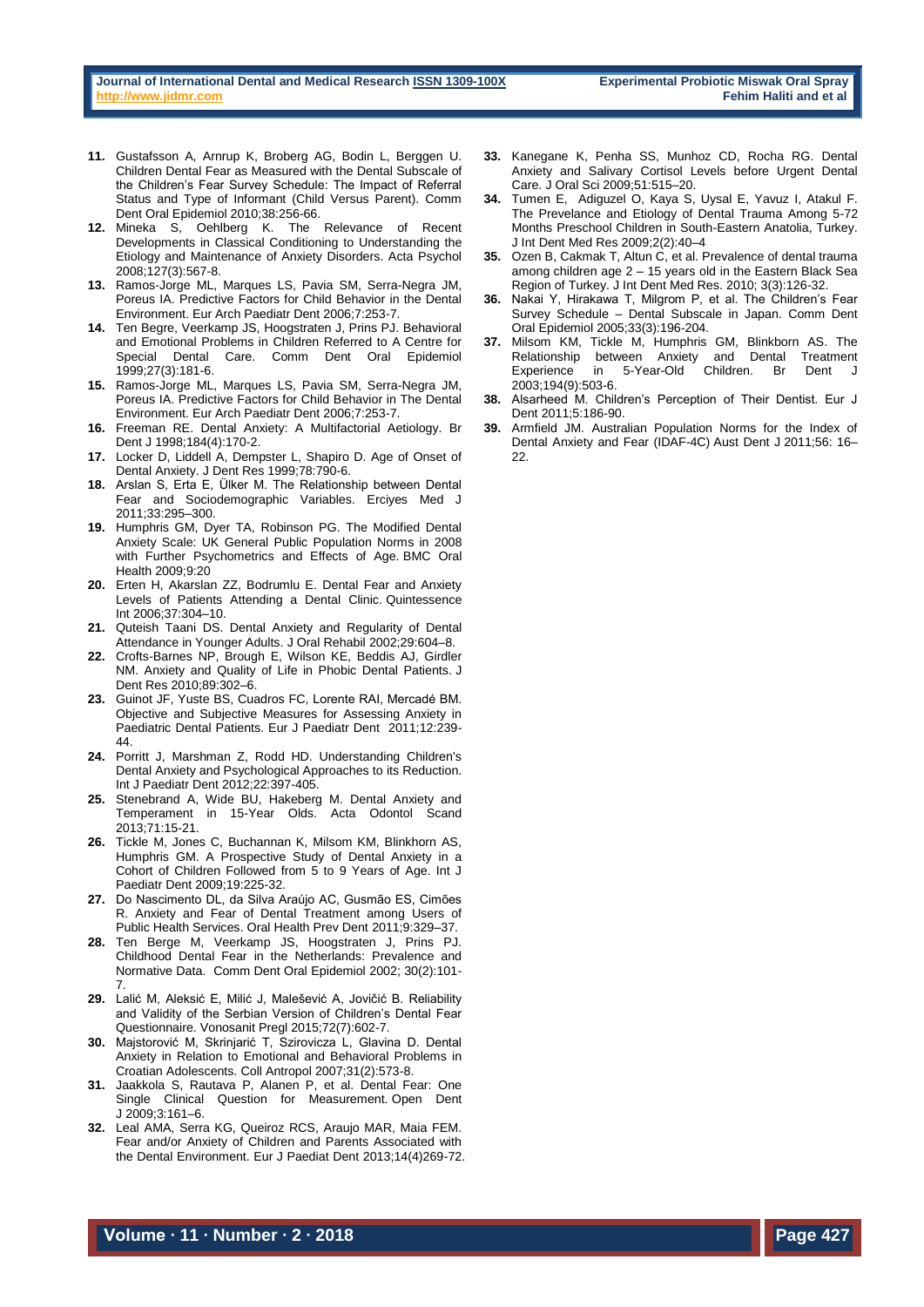11. Gustafsson A, Arnrup K, Broberg AG, Bodin L, Berggen U. Children Dental Fear as Measured with the Dental Subscale of the Children's Fear Survey Schedule: The Impact of Referral Status and Type of Informant (Child Versus Parent). Comm Dent Oral Epidemiol 2010;38:256-66.
12. Mineka S, Oehlberg K. The Relevance of Recent Developments in Classical Conditioning to Understanding the Etiology and Maintenance of Anxiety Disorders. Acta Psychol 2008;127(3):567-8.
13. Ramos-Jorge ML, Marques LS, Pavia SM, Serra-Negra JM, Poreus IA. Predictive Factors for Child Behavior in the Dental Environment. Eur Arch Paediatr Dent 2006;7:253-7.
14. Ten Begre, Veerkamp JS, Hoogstraten J, Prins PJ. Behavioral and Emotional Problems in Children Referred to A Centre for Special Dental Care. Comm Dent Oral Epidemiol 1999;27(3):181-6.
15. Ramos-Jorge ML, Marques LS, Pavia SM, Serra-Negra JM, Poreus IA. Predictive Factors for Child Behavior in The Dental Environment. Eur Arch Paediatr Dent 2006;7:253-7.
16. Freeman RE. Dental Anxiety: A Multifactorial Aetiology. Br Dent J 1998;184(4):170-2.
17. Locker D, Liddell A, Dempster L, Shapiro D. Age of Onset of Dental Anxiety. J Dent Res 1999;78:790-6.
18. Arslan S, Erta E, Ülker M. The Relationship between Dental Fear and Sociodemographic Variables. Erciyes Med J 2011;33:295–300.
19. Humphris GM, Dyer TA, Robinson PG. The Modified Dental Anxiety Scale: UK General Public Population Norms in 2008 with Further Psychometrics and Effects of Age. BMC Oral Health 2009;9:20
20. Erten H, Akarslan ZZ, Bodrumlu E. Dental Fear and Anxiety Levels of Patients Attending a Dental Clinic. Quintessence Int 2006;37:304–10.
21. Quteish Taani DS. Dental Anxiety and Regularity of Dental Attendance in Younger Adults. J Oral Rehabil 2002;29:604–8.
22. Crofts-Barnes NP, Brough E, Wilson KE, Beddis AJ, Girdler NM. Anxiety and Quality of Life in Phobic Dental Patients. J Dent Res 2010;89:302–6.
23. Guinot JF, Yuste BS, Cuadros FC, Lorente RAI, Mercadé BM. Objective and Subjective Measures for Assessing Anxiety in Paediatric Dental Patients. Eur J Paediatr Dent 2011;12:239-44.
24. Porritt J, Marshman Z, Rodd HD. Understanding Children's Dental Anxiety and Psychological Approaches to its Reduction. Int J Paediatr Dent 2012;22:397-405.
25. Stenebrand A, Wide BU, Hakeberg M. Dental Anxiety and Temperament in 15-Year Olds. Acta Odontol Scand 2013;71:15-21.
26. Tickle M, Jones C, Buchannan K, Milsom KM, Blinkhorn AS, Humphris GM. A Prospective Study of Dental Anxiety in a Cohort of Children Followed from 5 to 9 Years of Age. Int J Paediatr Dent 2009;19:225-32.
27. Do Nascimento DL, da Silva Araújo AC, Gusmão ES, Cimões R. Anxiety and Fear of Dental Treatment among Users of Public Health Services. Oral Health Prev Dent 2011;9:329–37.
28. Ten Berge M, Veerkamp JS, Hoogstraten J, Prins PJ. Childhood Dental Fear in the Netherlands: Prevalence and Normative Data. Comm Dent Oral Epidemiol 2002; 30(2):101-7.
29. Lalić M, Aleksić E, Milić J, Malešević A, Jovičić B. Reliability and Validity of the Serbian Version of Children's Dental Fear Questionnaire. Vonosanit Pregl 2015;72(7):602-7.
30. Majstorović M, Skrinjarić T, Szirovicza L, Glavina D. Dental Anxiety in Relation to Emotional and Behavioral Problems in Croatian Adolescents. Coll Antropol 2007;31(2):573-8.
31. Jaakkola S, Rautava P, Alanen P, et al. Dental Fear: One Single Clinical Question for Measurement. Open Dent J 2009;3:161–6.
32. Leal AMA, Serra KG, Queiroz RCS, Araujo MAR, Maia FEM. Fear and/or Anxiety of Children and Parents Associated with the Dental Environment. Eur J Paediat Dent 2013;14(4)269-72.
33. Kanegane K, Penha SS, Munhoz CD, Rocha RG. Dental Anxiety and Salivary Cortisol Levels before Urgent Dental Care. J Oral Sci 2009;51:515–20.
34. Tumen E, Adiguzel O, Kaya S, Uysal E, Yavuz I, Atakul F. The Prevelance and Etiology of Dental Trauma Among 5-72 Months Preschool Children in South-Eastern Anatolia, Turkey. J Int Dent Med Res 2009;2(2):40–4
35. Ozen B, Cakmak T, Altun C, et al. Prevalence of dental trauma among children age 2 – 15 years old in the Eastern Black Sea Region of Turkey. J Int Dent Med Res. 2010; 3(3):126-32.
36. Nakai Y, Hirakawa T, Milgrom P, et al. The Children's Fear Survey Schedule – Dental Subscale in Japan. Comm Dent Oral Epidemiol 2005;33(3):196-204.
37. Milsom KM, Tickle M, Humphris GM, Blinkborn AS. The Relationship between Anxiety and Dental Treatment Experience in 5-Year-Old Children. Br Dent J 2003;194(9):503-6.
38. Alsarheed M. Children's Perception of Their Dentist. Eur J Dent 2011;5:186-90.
39. Armfield JM. Australian Population Norms for the Index of Dental Anxiety and Fear (IDAF-4C) Aust Dent J 2011;56: 16–22.